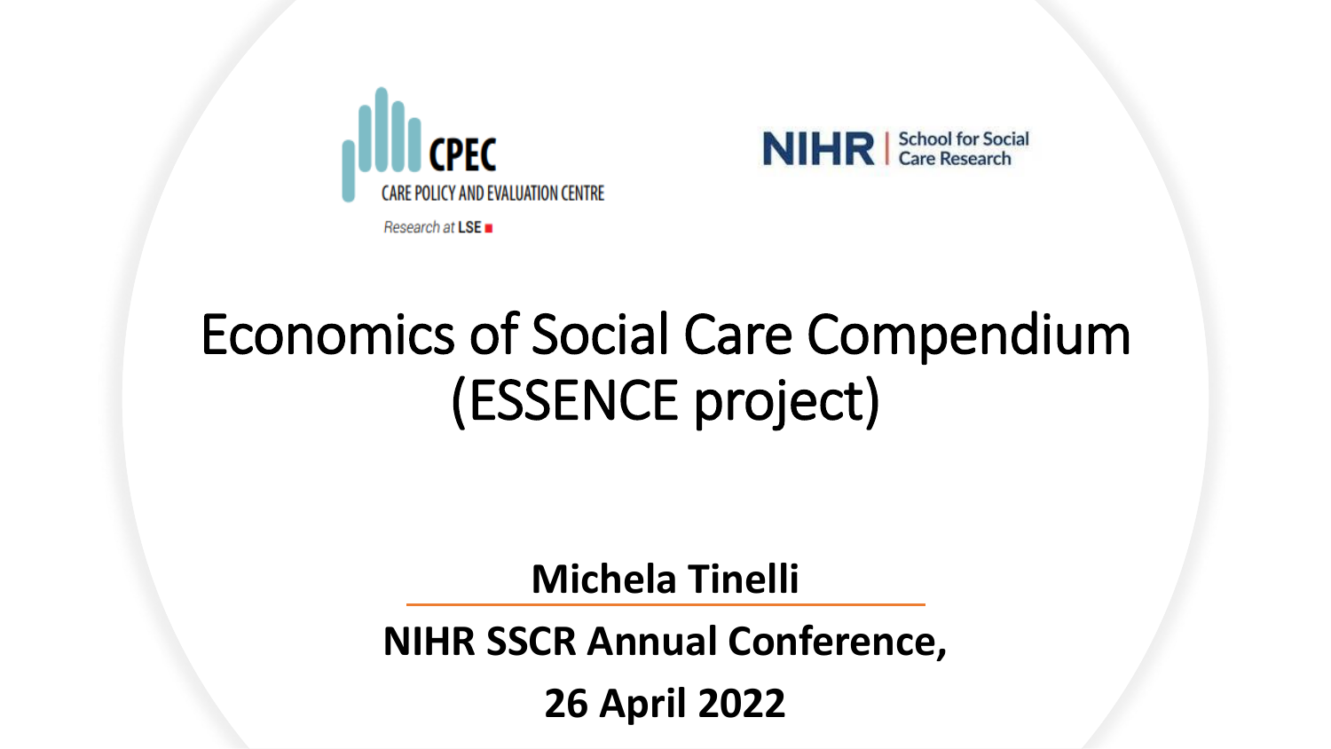CPEC

CARE POLICY AND EVALUATION CENTRE

*Research at* **LSE**

**NIHR** | School for Social Care Research

# Economics of Social Care Compendium (ESSENCE project)

**Michela Tinelli**

**NIHR SSCR Annual Conference,**

**26 April 2022**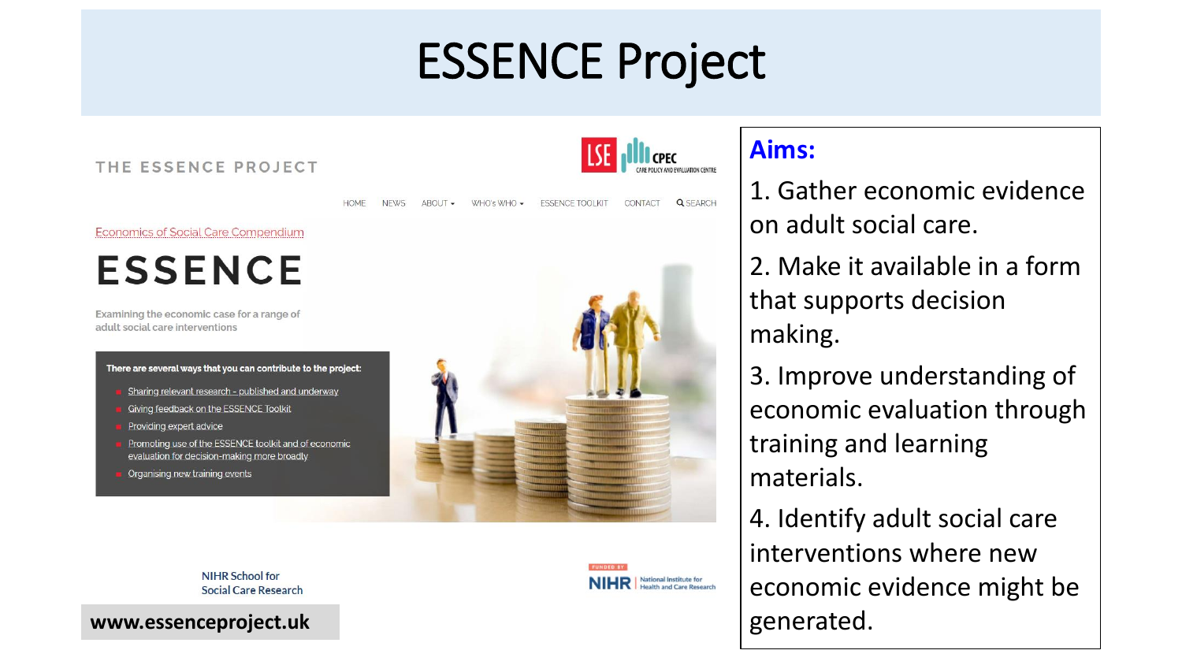# ESSENCE Project

THE ESSENCE PROJECT

HOME NEWS ABOUT WHO'S WHO ESSENCE TOOLKIT CONTACT SEARCH

Economics of Social Care Compendium

## ESSENCE

Examining the economic case for a range of adult social care interventions

There are several ways that you can contribute to the project:

- Sharing relevant research - published and underway
- Giving feedback on the ESSENCE Toolkit
- Providing expert advice
- Promoting use of the ESSENCE toolkit and of economic evaluation for decision-making more broadly
- Organising new training events

NIHR School for Social Care Research

FUNDED BY NIHR | National Institute for Health and Care Research

**www.essenceproject.uk**

**Aims:**

1. Gather economic evidence on adult social care.
2. Make it available in a form that supports decision making.
3. Improve understanding of economic evaluation through training and learning materials.
4. Identify adult social care interventions where new economic evidence might be generated.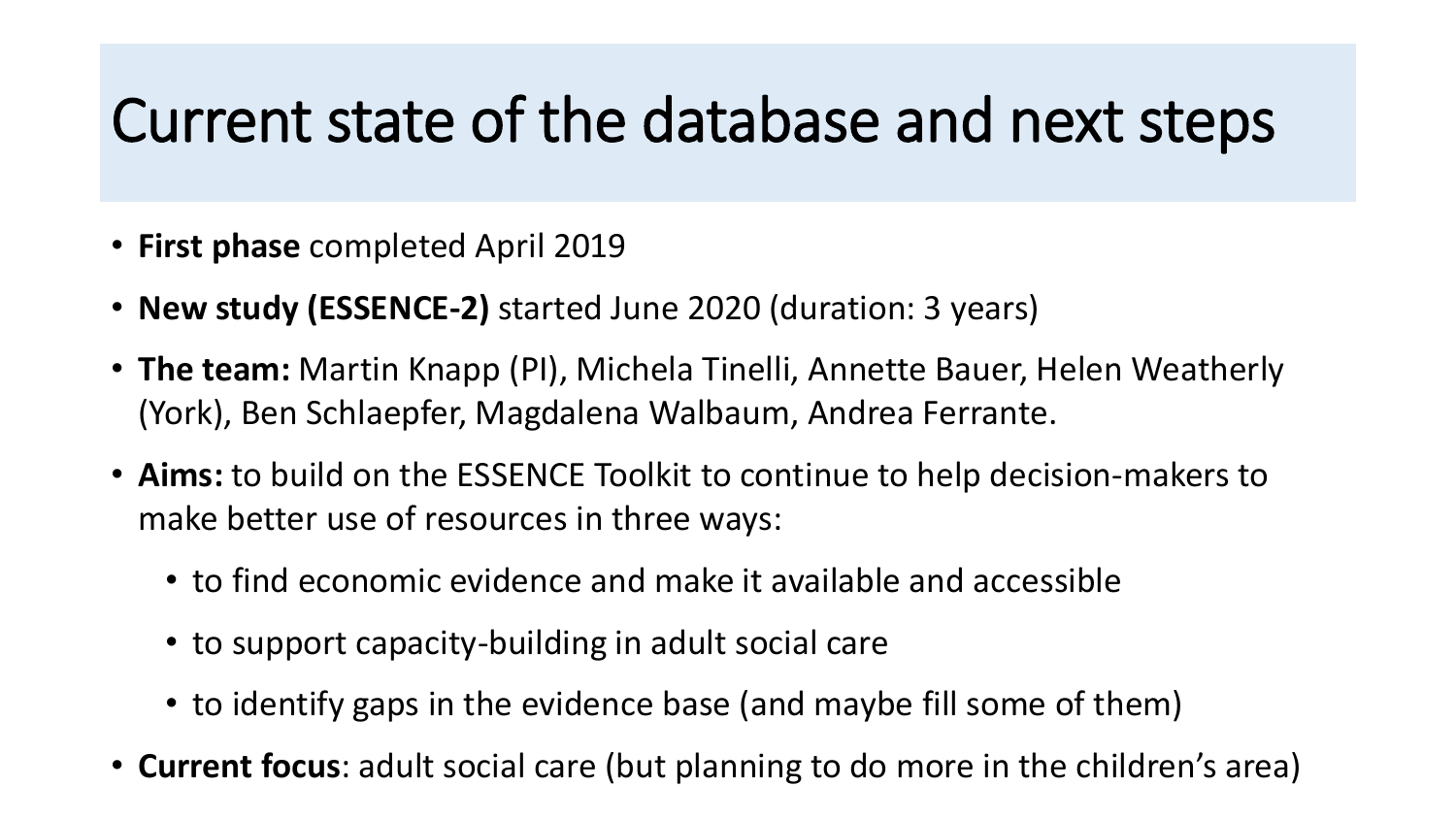# Current state of the database and next steps

- **First phase** completed April 2019
- **New study (ESSENCE-2)** started June 2020 (duration: 3 years)
- **The team:** Martin Knapp (PI), Michela Tinelli, Annette Bauer, Helen Weatherly (York), Ben Schlaepfer, Magdalena Walbaum, Andrea Ferrante.
- **Aims:** to build on the ESSENCE Toolkit to continue to help decision-makers to make better use of resources in three ways:
  - to find economic evidence and make it available and accessible
  - to support capacity-building in adult social care
  - to identify gaps in the evidence base (and maybe fill some of them)
- **Current focus**: adult social care (but planning to do more in the children's area)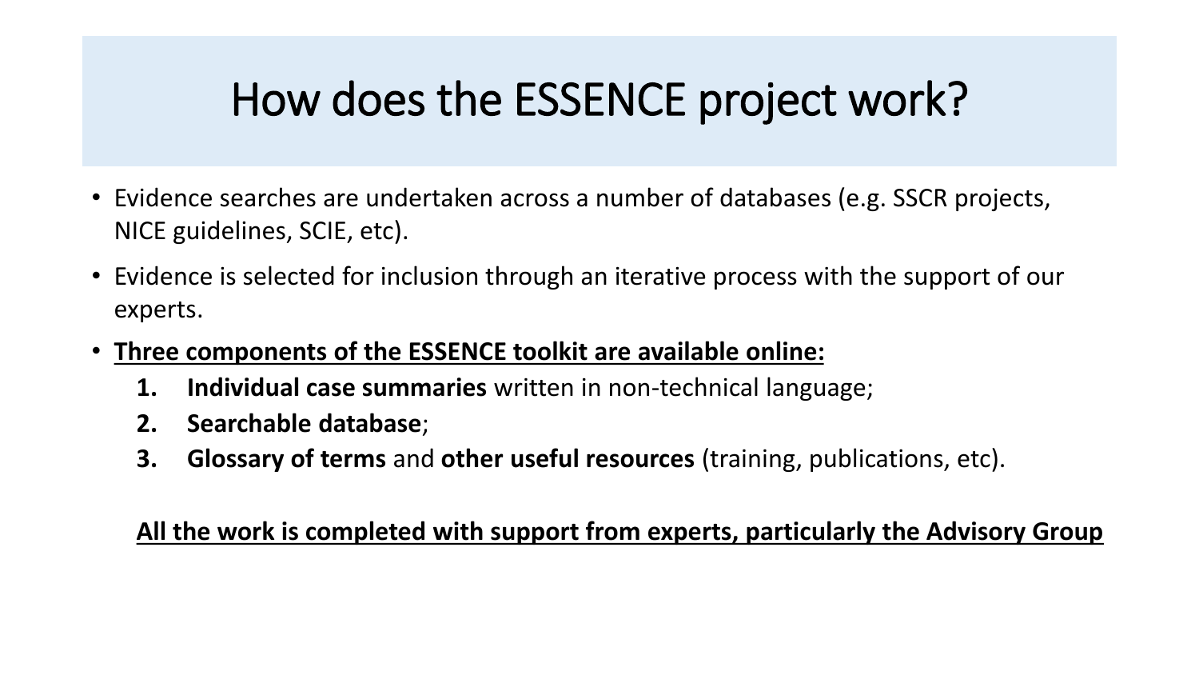# How does the ESSENCE project work?

- Evidence searches are undertaken across a number of databases (e.g. SSCR projects, NICE guidelines, SCIE, etc).
- Evidence is selected for inclusion through an iterative process with the support of our experts.
- **<u>Three components of the ESSENCE toolkit are available online:</u>**
    1. **Individual case summaries** written in non-technical language;
    2. **Searchable database**;
    3. **Glossary of terms** and **other useful resources** (training, publications, etc).

**<u>All the work is completed with support from experts, particularly the Advisory Group</u>**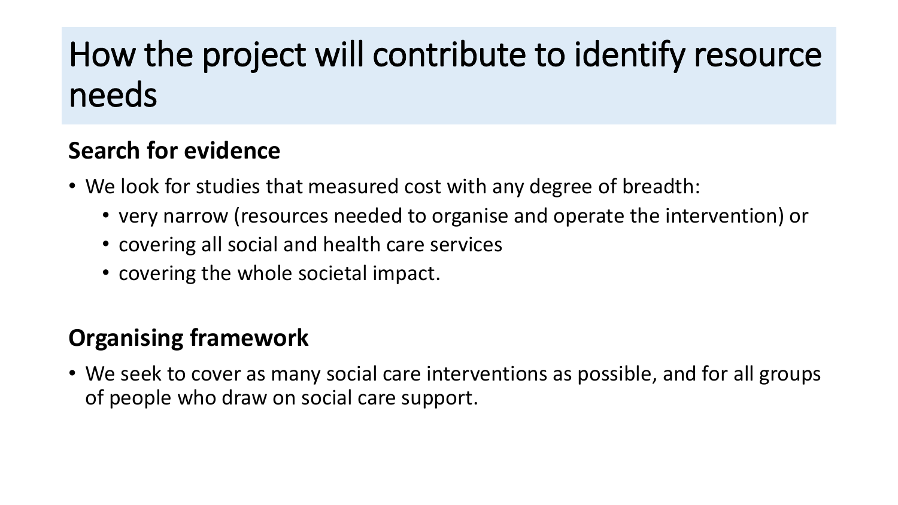# How the project will contribute to identify resource needs

## Search for evidence

- We look for studies that measured cost with any degree of breadth:
  - very narrow (resources needed to organise and operate the intervention) or
  - covering all social and health care services
  - covering the whole societal impact.

## Organising framework

- We seek to cover as many social care interventions as possible, and for all groups of people who draw on social care support.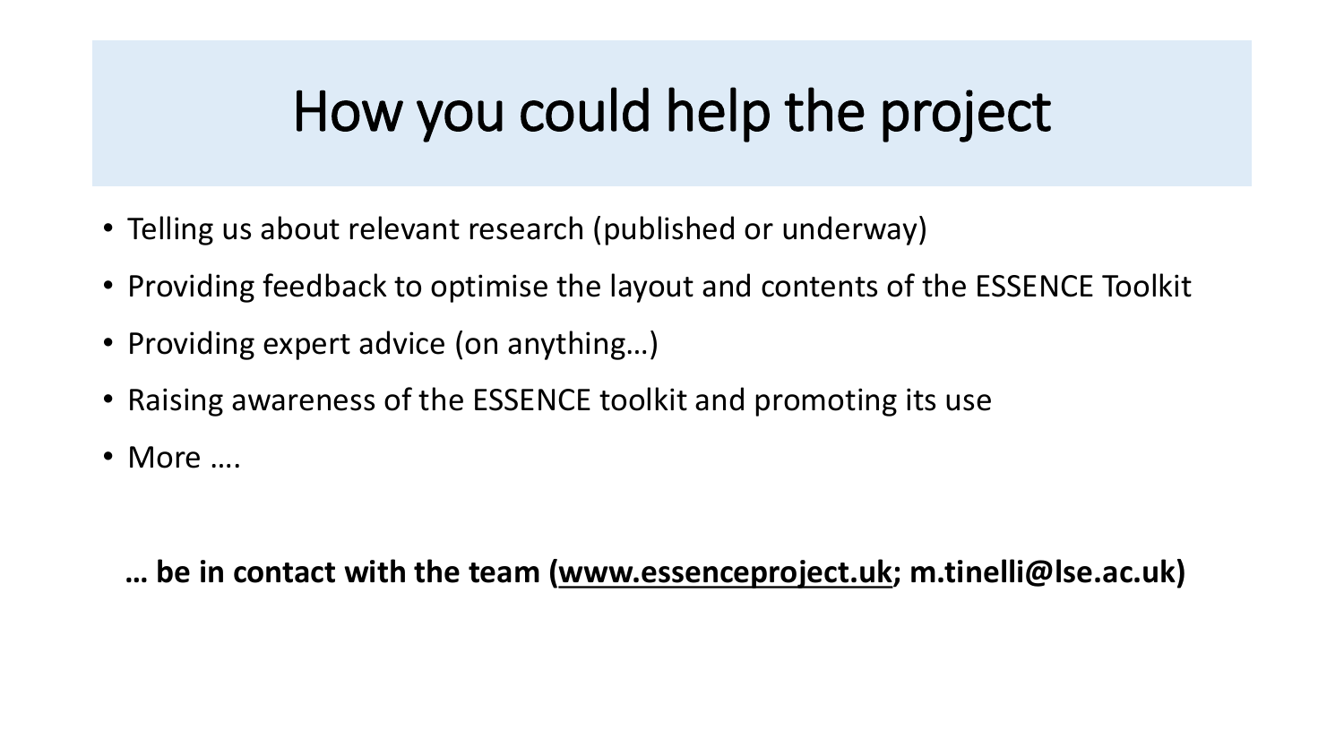# How you could help the project

- Telling us about relevant research (published or underway)
- Providing feedback to optimise the layout and contents of the ESSENCE Toolkit
- Providing expert advice (on anything…)
- Raising awareness of the ESSENCE toolkit and promoting its use
- More ….

**… be in contact with the team (www.essenceproject.uk; m.tinelli@lse.ac.uk)**